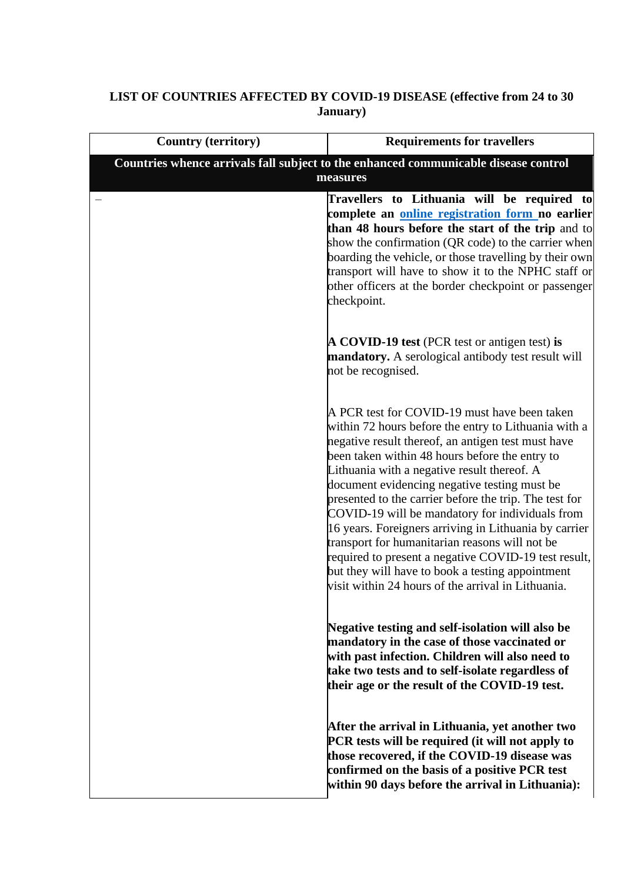**LIST OF COUNTRIES AFFECTED BY COVID-19 DISEASE (effective from 24 to 30 January)**

| Country (territory) | Requirements for travellers |
|---|---|
| **Countries whence arrivals fall subject to the enhanced communicable disease control measures** | |
| – | **Travellers to Lithuania will be required to complete an online registration form no earlier than 48 hours before the start of the trip** and to show the confirmation (QR code) to the carrier when boarding the vehicle, or those travelling by their own transport will have to show it to the NPHC staff or other officers at the border checkpoint or passenger checkpoint.<br><br>**A COVID-19 test** (PCR test or antigen test) **is mandatory.** A serological antibody test result will not be recognised.<br><br>A PCR test for COVID-19 must have been taken within 72 hours before the entry to Lithuania with a negative result thereof, an antigen test must have been taken within 48 hours before the entry to Lithuania with a negative result thereof. A document evidencing negative testing must be presented to the carrier before the trip. The test for COVID-19 will be mandatory for individuals from 16 years. Foreigners arriving in Lithuania by carrier transport for humanitarian reasons will not be required to present a negative COVID-19 test result, but they will have to book a testing appointment visit within 24 hours of the arrival in Lithuania.<br><br>**Negative testing and self-isolation will also be mandatory in the case of those vaccinated or with past infection. Children will also need to take two tests and to self-isolate regardless of their age or the result of the COVID-19 test.**<br><br>**After the arrival in Lithuania, yet another two PCR tests will be required (it will not apply to those recovered, if the COVID-19 disease was confirmed on the basis of a positive PCR test within 90 days before the arrival in Lithuania):** |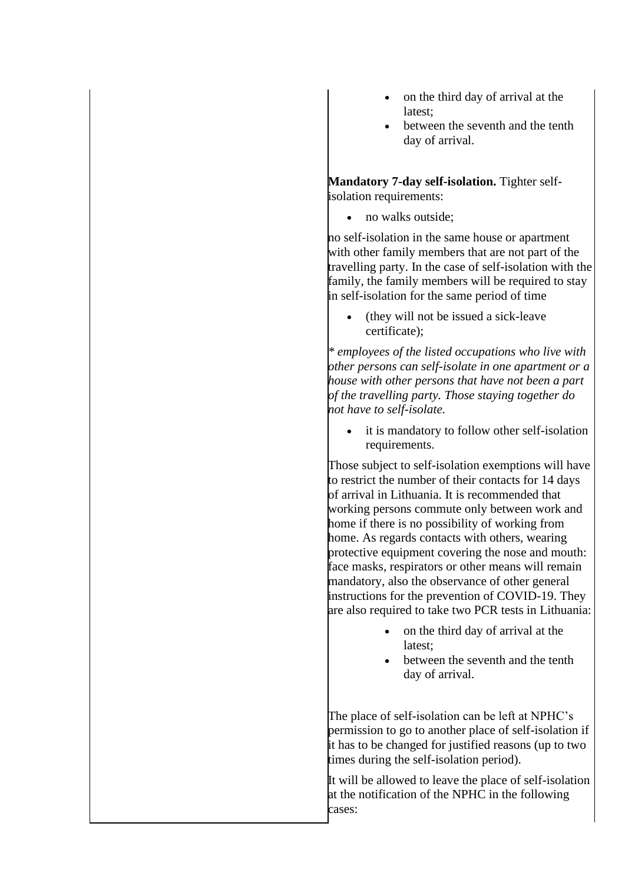| | - on the third day of arrival at the latest;<br>- between the seventh and the tenth day of arrival.<br><br>**Mandatory 7-day self-isolation.** Tighter self-isolation requirements:<br><br>- no walks outside;<br><br>no self-isolation in the same house or apartment with other family members that are not part of the travelling party. In the case of self-isolation with the family, the family members will be required to stay in self-isolation for the same period of time<br><br>- (they will not be issued a sick-leave certificate);<br><br>*\* employees of the listed occupations who live with other persons can self-isolate in one apartment or a house with other persons that have not been a part of the travelling party. Those staying together do not have to self-isolate.*<br><br>- it is mandatory to follow other self-isolation requirements.<br><br>Those subject to self-isolation exemptions will have to restrict the number of their contacts for 14 days of arrival in Lithuania. It is recommended that working persons commute only between work and home if there is no possibility of working from home. As regards contacts with others, wearing protective equipment covering the nose and mouth: face masks, respirators or other means will remain mandatory, also the observance of other general instructions for the prevention of COVID-19. They are also required to take two PCR tests in Lithuania:<br><br>- on the third day of arrival at the latest;<br>- between the seventh and the tenth day of arrival.<br><br>The place of self-isolation can be left at NPHC's permission to go to another place of self-isolation if it has to be changed for justified reasons (up to two times during the self-isolation period).<br><br>It will be allowed to leave the place of self-isolation at the notification of the NPHC in the following cases: |
|---|---|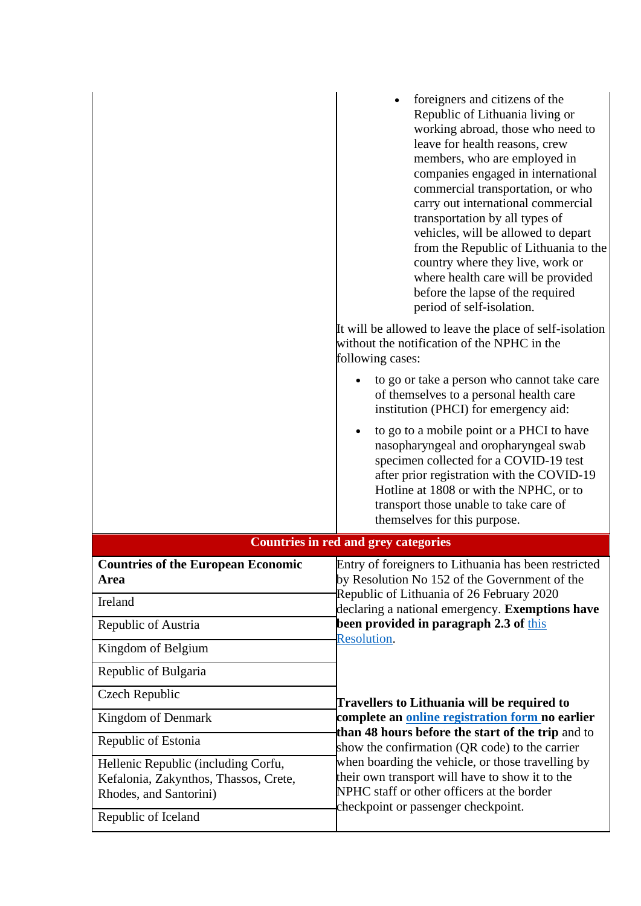| | |
|---|---|
| | • foreigners and citizens of the Republic of Lithuania living or working abroad, those who need to leave for health reasons, crew members, who are employed in companies engaged in international commercial transportation, or who carry out international commercial transportation by all types of vehicles, will be allowed to depart from the Republic of Lithuania to the country where they live, work or where health care will be provided before the lapse of the required period of self-isolation.<br><br>It will be allowed to leave the place of self-isolation without the notification of the NPHC in the following cases:<br><br>• to go or take a person who cannot take care of themselves to a personal health care institution (PHCI) for emergency aid:<br>• to go to a mobile point or a PHCI to have nasopharyngeal and oropharyngeal swab specimen collected for a COVID-19 test after prior registration with the COVID-19 Hotline at 1808 or with the NPHC, or to transport those unable to take care of themselves for this purpose. |
| **Countries in red and grey categories** | |
| **Countries of the European Economic Area** | Entry of foreigners to Lithuania has been restricted by Resolution No 152 of the Government of the Republic of Lithuania of 26 February 2020 declaring a national emergency. **Exemptions have been provided in paragraph 2.3 of** [this Resolution](). <br><br>**Travellers to Lithuania will be required to complete an** [online registration form]() **no earlier than 48 hours before the start of the trip** and to show the confirmation (QR code) to the carrier when boarding the vehicle, or those travelling by their own transport will have to show it to the NPHC staff or other officers at the border checkpoint or passenger checkpoint. |
| Ireland | |
| Republic of Austria | |
| Kingdom of Belgium | |
| Republic of Bulgaria | |
| Czech Republic | |
| Kingdom of Denmark | |
| Republic of Estonia | |
| Hellenic Republic (including Corfu, Kefalonia, Zakynthos, Thassos, Crete, Rhodes, and Santorini) | |
| Republic of Iceland | |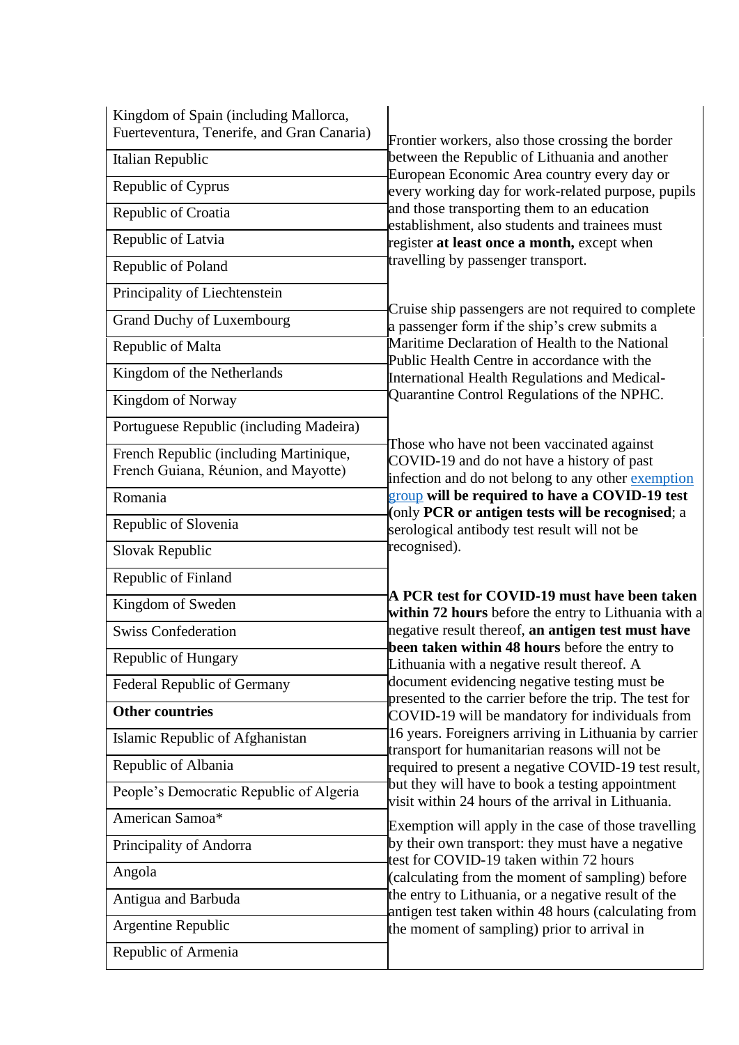| | |
|---|---|
| Kingdom of Spain (including Mallorca, Fuerteventura, Tenerife, and Gran Canaria) | Frontier workers, also those crossing the border between the Republic of Lithuania and another European Economic Area country every day or every working day for work-related purpose, pupils and those transporting them to an education establishment, also students and trainees must register **at least once a month,** except when travelling by passenger transport.<br><br>Cruise ship passengers are not required to complete a passenger form if the ship's crew submits a Maritime Declaration of Health to the National Public Health Centre in accordance with the International Health Regulations and Medical-Quarantine Control Regulations of the NPHC.<br><br>Those who have not been vaccinated against COVID-19 and do not have a history of past infection and do not belong to any other [exemption group](exemption group) **will be required to have a COVID-19 test** (only **PCR or antigen tests will be recognised**; a serological antibody test result will not be recognised).<br><br>**A PCR test for COVID-19 must have been taken within 72 hours** before the entry to Lithuania with a negative result thereof, **an antigen test must have been taken within 48 hours** before the entry to Lithuania with a negative result thereof. A document evidencing negative testing must be presented to the carrier before the trip. The test for COVID-19 will be mandatory for individuals from 16 years. Foreigners arriving in Lithuania by carrier transport for humanitarian reasons will not be required to present a negative COVID-19 test result, but they will have to book a testing appointment visit within 24 hours of the arrival in Lithuania.<br><br>Exemption will apply in the case of those travelling by their own transport: they must have a negative test for COVID-19 taken within 72 hours (calculating from the moment of sampling) before the entry to Lithuania, or a negative result of the antigen test taken within 48 hours (calculating from the moment of sampling) prior to arrival in |
| Italian Republic | |
| Republic of Cyprus | |
| Republic of Croatia | |
| Republic of Latvia | |
| Republic of Poland | |
| Principality of Liechtenstein | |
| Grand Duchy of Luxembourg | |
| Republic of Malta | |
| Kingdom of the Netherlands | |
| Kingdom of Norway | |
| Portuguese Republic (including Madeira) | |
| French Republic (including Martinique, French Guiana, Réunion, and Mayotte) | |
| Romania | |
| Republic of Slovenia | |
| Slovak Republic | |
| Republic of Finland | |
| Kingdom of Sweden | |
| Swiss Confederation | |
| Republic of Hungary | |
| Federal Republic of Germany | |
| **Other countries** | |
| Islamic Republic of Afghanistan | |
| Republic of Albania | |
| People's Democratic Republic of Algeria | |
| American Samoa* | |
| Principality of Andorra | |
| Angola | |
| Antigua and Barbuda | |
| Argentine Republic | |
| Republic of Armenia | |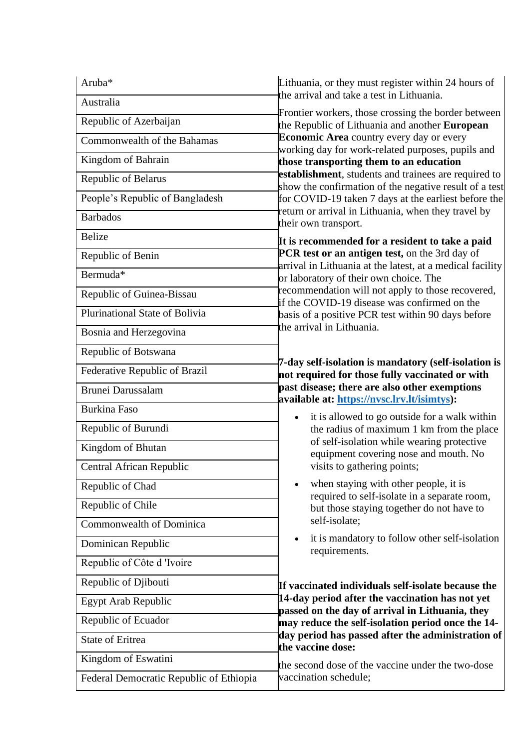| | |
|---|---|
| Aruba* | Lithuania, or they must register within 24 hours of the arrival and take a test in Lithuania.<br><br>Frontier workers, those crossing the border between the Republic of Lithuania and another **European Economic Area** country every day or every working day for work-related purposes, pupils and **those transporting them to an education establishment**, students and trainees are required to show the confirmation of the negative result of a test for COVID-19 taken 7 days at the earliest before the return or arrival in Lithuania, when they travel by their own transport.<br><br>**It is recommended for a resident to take a paid PCR test or an antigen test,** on the 3rd day of arrival in Lithuania at the latest, at a medical facility or laboratory of their own choice. The recommendation will not apply to those recovered, if the COVID-19 disease was confirmed on the basis of a positive PCR test within 90 days before the arrival in Lithuania.<br><br>**7-day self-isolation is mandatory (self-isolation is not required for those fully vaccinated or with past disease; there are also other exemptions available at: [https://nvsc.lrv.lt/isimtys](https://nvsc.lrv.lt/isimtys)):**<br>• it is allowed to go outside for a walk within the radius of maximum 1 km from the place of self-isolation while wearing protective equipment covering nose and mouth. No visits to gathering points;<br>• when staying with other people, it is required to self-isolate in a separate room, but those staying together do not have to self-isolate;<br>• it is mandatory to follow other self-isolation requirements.<br><br>**If vaccinated individuals self-isolate because the 14-day period after the vaccination has not yet passed on the day of arrival in Lithuania, they may reduce the self-isolation period once the 14-day period has passed after the administration of the vaccine dose:**<br><br>the second dose of the vaccine under the two-dose vaccination schedule; |
| Australia | |
| Republic of Azerbaijan | |
| Commonwealth of the Bahamas | |
| Kingdom of Bahrain | |
| Republic of Belarus | |
| People's Republic of Bangladesh | |
| Barbados | |
| Belize | |
| Republic of Benin | |
| Bermuda* | |
| Republic of Guinea-Bissau | |
| Plurinational State of Bolivia | |
| Bosnia and Herzegovina | |
| Republic of Botswana | |
| Federative Republic of Brazil | |
| Brunei Darussalam | |
| Burkina Faso | |
| Republic of Burundi | |
| Kingdom of Bhutan | |
| Central African Republic | |
| Republic of Chad | |
| Republic of Chile | |
| Commonwealth of Dominica | |
| Dominican Republic | |
| Republic of Côte d 'Ivoire | |
| Republic of Djibouti | |
| Egypt Arab Republic | |
| Republic of Ecuador | |
| State of Eritrea | |
| Kingdom of Eswatini | |
| Federal Democratic Republic of Ethiopia | |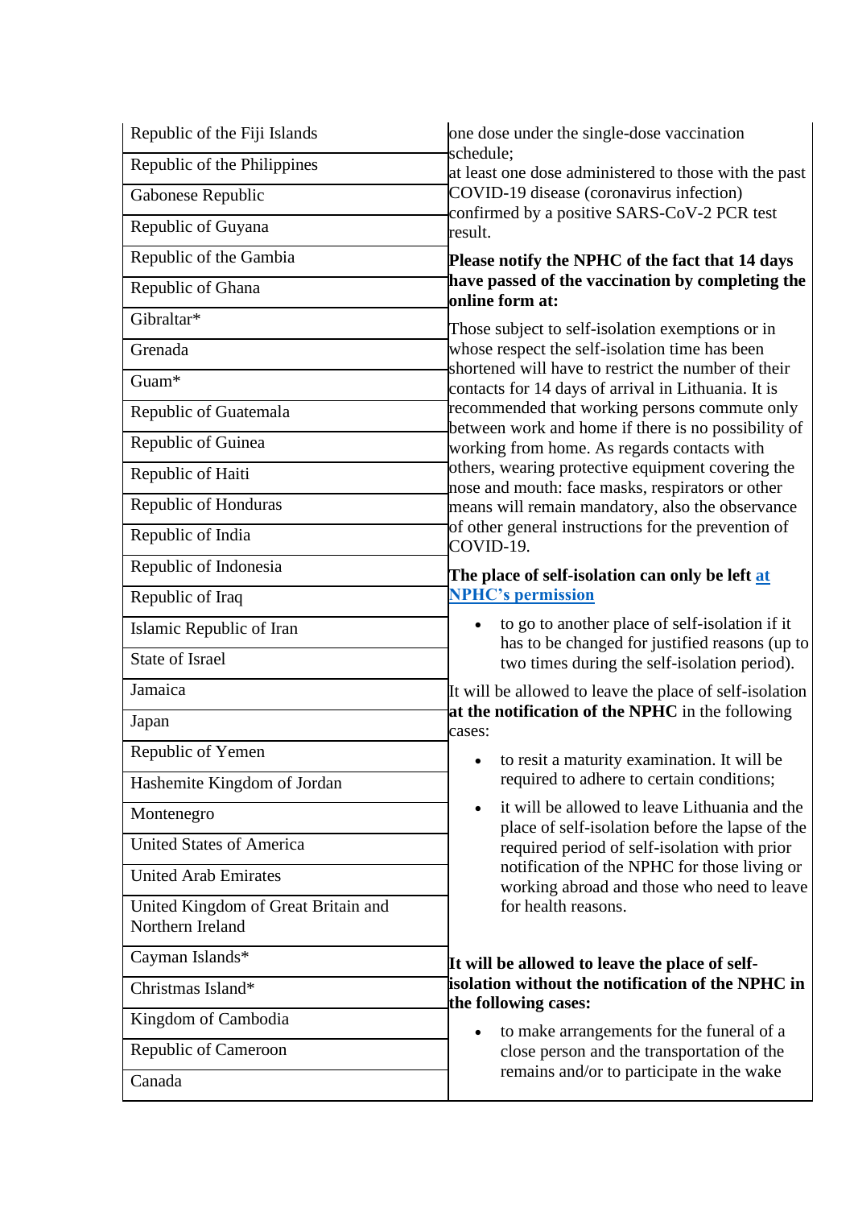| | |
|---|---|
| Republic of the Fiji Islands | one dose under the single-dose vaccination schedule;<br>at least one dose administered to those with the past COVID-19 disease (coronavirus infection) confirmed by a positive SARS-CoV-2 PCR test result.<br><br>**Please notify the NPHC of the fact that 14 days have passed of the vaccination by completing the online form at:**<br><br>Those subject to self-isolation exemptions or in whose respect the self-isolation time has been shortened will have to restrict the number of their contacts for 14 days of arrival in Lithuania. It is recommended that working persons commute only between work and home if there is no possibility of working from home. As regards contacts with others, wearing protective equipment covering the nose and mouth: face masks, respirators or other means will remain mandatory, also the observance of other general instructions for the prevention of COVID-19.<br><br>**The place of self-isolation can only be left [at NPHC's permission]()**<br><br>• to go to another place of self-isolation if it has to be changed for justified reasons (up to two times during the self-isolation period).<br><br>It will be allowed to leave the place of self-isolation **at the notification of the NPHC** in the following cases:<br><br>• to resit a maturity examination. It will be required to adhere to certain conditions;<br>• it will be allowed to leave Lithuania and the place of self-isolation before the lapse of the required period of self-isolation with prior notification of the NPHC for those living or working abroad and those who need to leave for health reasons.<br><br>**It will be allowed to leave the place of self-isolation without the notification of the NPHC in the following cases:**<br><br>• to make arrangements for the funeral of a close person and the transportation of the remains and/or to participate in the wake |
| Republic of the Philippines | |
| Gabonese Republic | |
| Republic of Guyana | |
| Republic of the Gambia | |
| Republic of Ghana | |
| Gibraltar* | |
| Grenada | |
| Guam* | |
| Republic of Guatemala | |
| Republic of Guinea | |
| Republic of Haiti | |
| Republic of Honduras | |
| Republic of India | |
| Republic of Indonesia | |
| Republic of Iraq | |
| Islamic Republic of Iran | |
| State of Israel | |
| Jamaica | |
| Japan | |
| Republic of Yemen | |
| Hashemite Kingdom of Jordan | |
| Montenegro | |
| United States of America | |
| United Arab Emirates | |
| United Kingdom of Great Britain and Northern Ireland | |
| Cayman Islands* | |
| Christmas Island* | |
| Kingdom of Cambodia | |
| Republic of Cameroon | |
| Canada | |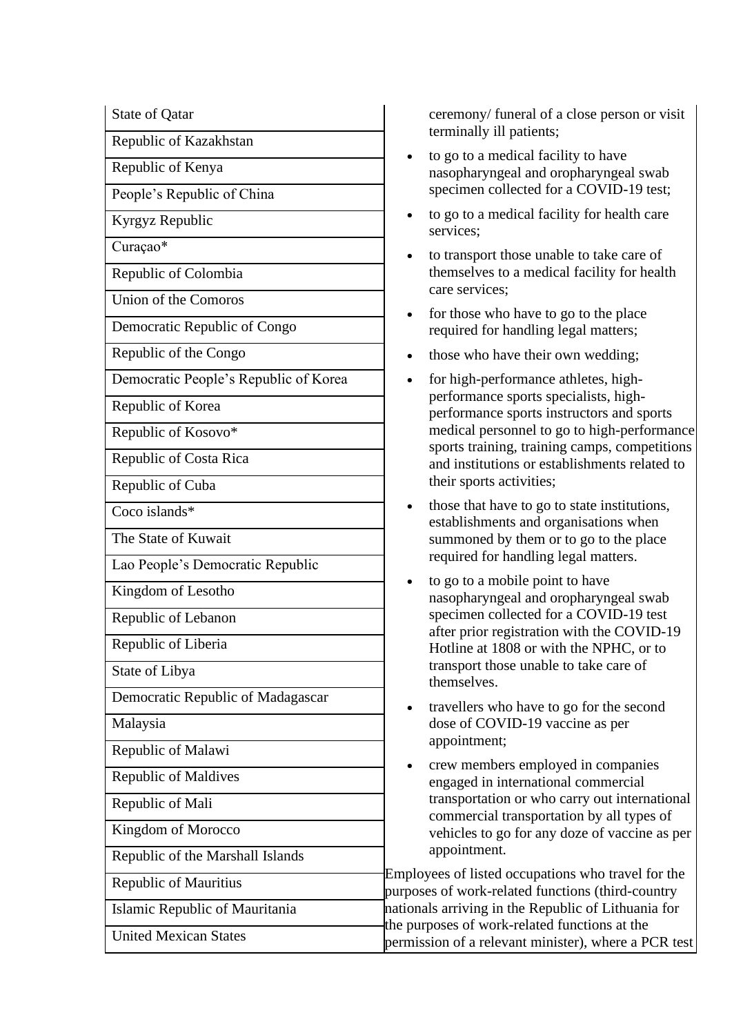| | |
|---|---|
| State of Qatar<br>Republic of Kazakhstan<br>Republic of Kenya<br>People's Republic of China<br>Kyrgyz Republic<br>Curaçao*<br>Republic of Colombia<br>Union of the Comoros<br>Democratic Republic of Congo<br>Republic of the Congo<br>Democratic People's Republic of Korea<br>Republic of Korea<br>Republic of Kosovo*<br>Republic of Costa Rica<br>Republic of Cuba<br>Coco islands*<br>The State of Kuwait<br>Lao People's Democratic Republic<br>Kingdom of Lesotho<br>Republic of Lebanon<br>Republic of Liberia<br>State of Libya<br>Democratic Republic of Madagascar<br>Malaysia<br>Republic of Malawi<br>Republic of Maldives<br>Republic of Mali<br>Kingdom of Morocco<br>Republic of the Marshall Islands<br>Republic of Mauritius<br>Islamic Republic of Mauritania<br>United Mexican States | ceremony/ funeral of a close person or visit terminally ill patients;<br>• to go to a medical facility to have nasopharyngeal and oropharyngeal swab specimen collected for a COVID-19 test;<br>• to go to a medical facility for health care services;<br>• to transport those unable to take care of themselves to a medical facility for health care services;<br>• for those who have to go to the place required for handling legal matters;<br>• those who have their own wedding;<br>• for high-performance athletes, high-performance sports specialists, high-performance sports instructors and sports medical personnel to go to high-performance sports training, training camps, competitions and institutions or establishments related to their sports activities;<br>• those that have to go to state institutions, establishments and organisations when summoned by them or to go to the place required for handling legal matters.<br>• to go to a mobile point to have nasopharyngeal and oropharyngeal swab specimen collected for a COVID-19 test after prior registration with the COVID-19 Hotline at 1808 or with the NPHC, or to transport those unable to take care of themselves.<br>• travellers who have to go for the second dose of COVID-19 vaccine as per appointment;<br>• crew members employed in companies engaged in international commercial transportation or who carry out international commercial transportation by all types of vehicles to go for any doze of vaccine as per appointment.<br>Employees of listed occupations who travel for the purposes of work-related functions (third-country nationals arriving in the Republic of Lithuania for the purposes of work-related functions at the permission of a relevant minister), where a PCR test |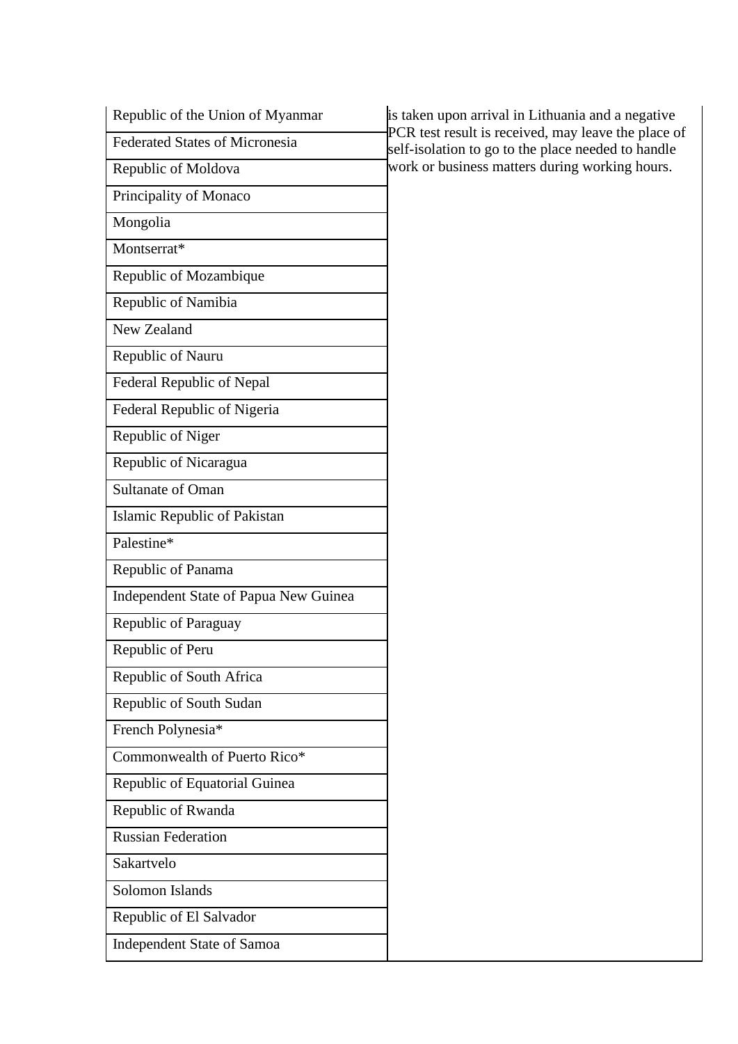| | |
|---|---|
| Republic of the Union of Myanmar | is taken upon arrival in Lithuania and a negative PCR test result is received, may leave the place of self-isolation to go to the place needed to handle work or business matters during working hours. |
| Federated States of Micronesia | |
| Republic of Moldova | |
| Principality of Monaco | |
| Mongolia | |
| Montserrat* | |
| Republic of Mozambique | |
| Republic of Namibia | |
| New Zealand | |
| Republic of Nauru | |
| Federal Republic of Nepal | |
| Federal Republic of Nigeria | |
| Republic of Niger | |
| Republic of Nicaragua | |
| Sultanate of Oman | |
| Islamic Republic of Pakistan | |
| Palestine* | |
| Republic of Panama | |
| Independent State of Papua New Guinea | |
| Republic of Paraguay | |
| Republic of Peru | |
| Republic of South Africa | |
| Republic of South Sudan | |
| French Polynesia* | |
| Commonwealth of Puerto Rico* | |
| Republic of Equatorial Guinea | |
| Republic of Rwanda | |
| Russian Federation | |
| Sakartvelo | |
| Solomon Islands | |
| Republic of El Salvador | |
| Independent State of Samoa | |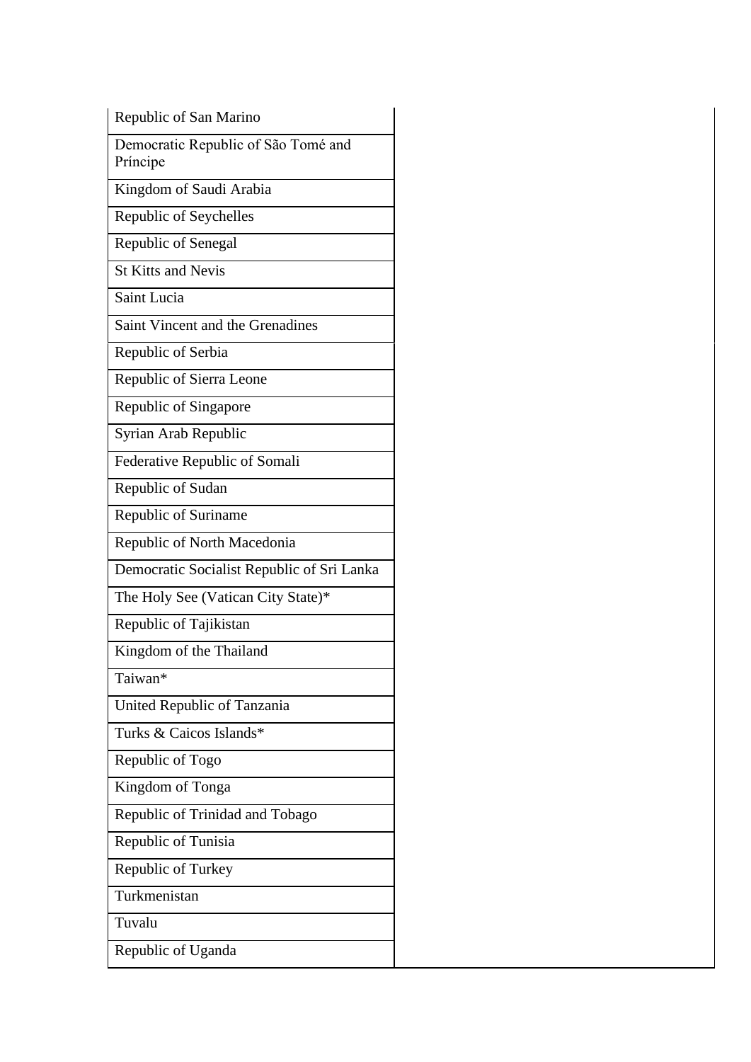| | |
|---|---|
| Republic of San Marino | |
| Democratic Republic of São Tomé and Príncipe | |
| Kingdom of Saudi Arabia | |
| Republic of Seychelles | |
| Republic of Senegal | |
| St Kitts and Nevis | |
| Saint Lucia | |
| Saint Vincent and the Grenadines | |
| Republic of Serbia | |
| Republic of Sierra Leone | |
| Republic of Singapore | |
| Syrian Arab Republic | |
| Federative Republic of Somali | |
| Republic of Sudan | |
| Republic of Suriname | |
| Republic of North Macedonia | |
| Democratic Socialist Republic of Sri Lanka | |
| The Holy See (Vatican City State)* | |
| Republic of Tajikistan | |
| Kingdom of the Thailand | |
| Taiwan* | |
| United Republic of Tanzania | |
| Turks & Caicos Islands* | |
| Republic of Togo | |
| Kingdom of Tonga | |
| Republic of Trinidad and Tobago | |
| Republic of Tunisia | |
| Republic of Turkey | |
| Turkmenistan | |
| Tuvalu | |
| Republic of Uganda | |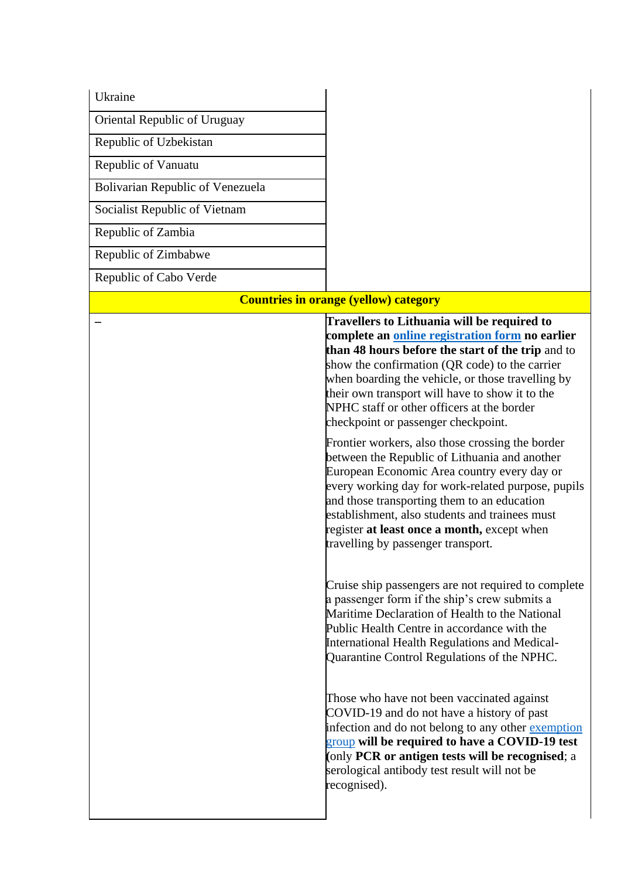| | |
|---|---|
| Ukraine | |
| Oriental Republic of Uruguay | |
| Republic of Uzbekistan | |
| Republic of Vanuatu | |
| Bolivarian Republic of Venezuela | |
| Socialist Republic of Vietnam | |
| Republic of Zambia | |
| Republic of Zimbabwe | |
| Republic of Cabo Verde | |
| **Countries in orange (yellow) category** | |
| – | **Travellers to Lithuania will be required to complete an online registration form no earlier than 48 hours before the start of the trip** and to show the confirmation (QR code) to the carrier when boarding the vehicle, or those travelling by their own transport will have to show it to the NPHC staff or other officers at the border checkpoint or passenger checkpoint.<br><br>Frontier workers, also those crossing the border between the Republic of Lithuania and another European Economic Area country every day or every working day for work-related purpose, pupils and those transporting them to an education establishment, also students and trainees must register **at least once a month,** except when travelling by passenger transport.<br><br>Cruise ship passengers are not required to complete a passenger form if the ship's crew submits a Maritime Declaration of Health to the National Public Health Centre in accordance with the International Health Regulations and Medical-Quarantine Control Regulations of the NPHC.<br><br>Those who have not been vaccinated against COVID-19 and do not have a history of past infection and do not belong to any other exemption group **will be required to have a COVID-19 test** (only **PCR or antigen tests will be recognised**; a serological antibody test result will not be recognised). |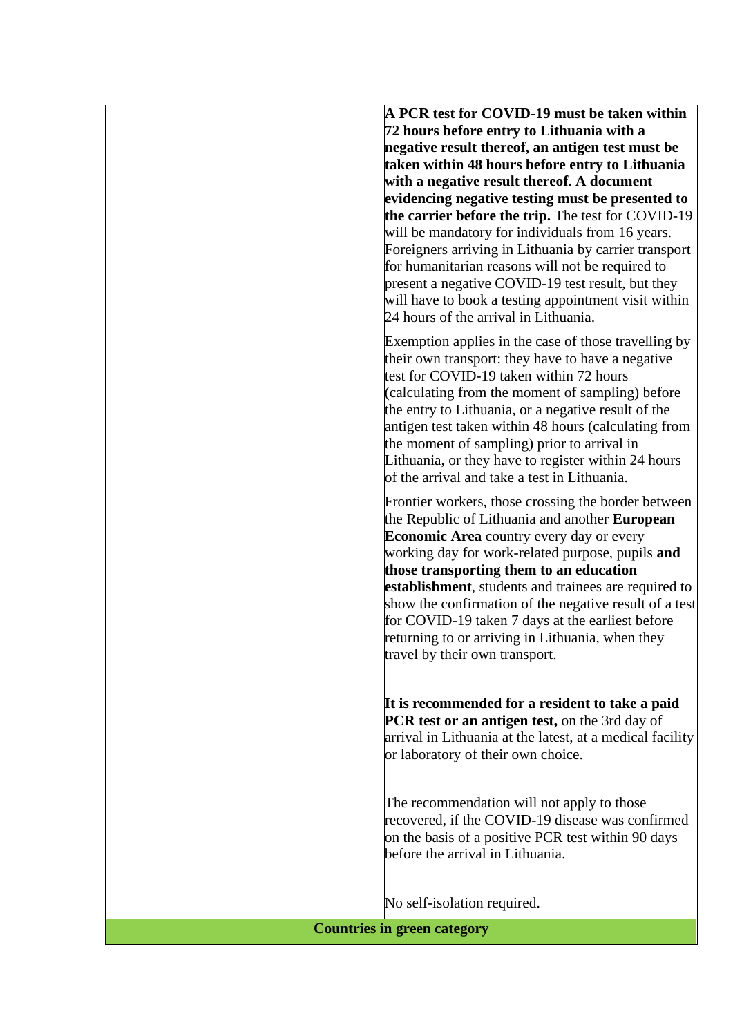| | |
|---|---|
| | **A PCR test for COVID-19 must be taken within 72 hours before entry to Lithuania with a negative result thereof, an antigen test must be taken within 48 hours before entry to Lithuania with a negative result thereof. A document evidencing negative testing must be presented to the carrier before the trip.** The test for COVID-19 will be mandatory for individuals from 16 years. Foreigners arriving in Lithuania by carrier transport for humanitarian reasons will not be required to present a negative COVID-19 test result, but they will have to book a testing appointment visit within 24 hours of the arrival in Lithuania.<br><br>Exemption applies in the case of those travelling by their own transport: they have to have a negative test for COVID-19 taken within 72 hours (calculating from the moment of sampling) before the entry to Lithuania, or a negative result of the antigen test taken within 48 hours (calculating from the moment of sampling) prior to arrival in Lithuania, or they have to register within 24 hours of the arrival and take a test in Lithuania.<br><br>Frontier workers, those crossing the border between the Republic of Lithuania and another **European Economic Area** country every day or every working day for work-related purpose, pupils **and those transporting them to an education establishment**, students and trainees are required to show the confirmation of the negative result of a test for COVID-19 taken 7 days at the earliest before returning to or arriving in Lithuania, when they travel by their own transport.<br><br>**It is recommended for a resident to take a paid PCR test or an antigen test,** on the 3rd day of arrival in Lithuania at the latest, at a medical facility or laboratory of their own choice.<br><br>The recommendation will not apply to those recovered, if the COVID-19 disease was confirmed on the basis of a positive PCR test within 90 days before the arrival in Lithuania.<br><br>No self-isolation required. |
| **Countries in green category** | |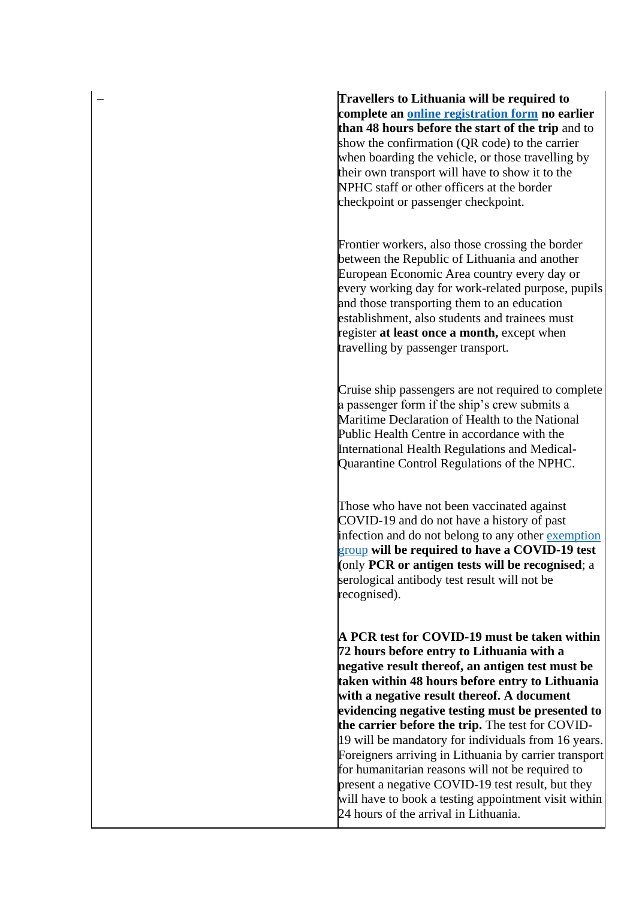| – | **Travellers to Lithuania will be required to complete an online registration form no earlier than 48 hours before the start of the trip** and to show the confirmation (QR code) to the carrier when boarding the vehicle, or those travelling by their own transport will have to show it to the NPHC staff or other officers at the border checkpoint or passenger checkpoint.<br><br>Frontier workers, also those crossing the border between the Republic of Lithuania and another European Economic Area country every day or every working day for work-related purpose, pupils and those transporting them to an education establishment, also students and trainees must register **at least once a month,** except when travelling by passenger transport.<br><br>Cruise ship passengers are not required to complete a passenger form if the ship's crew submits a Maritime Declaration of Health to the National Public Health Centre in accordance with the International Health Regulations and Medical-Quarantine Control Regulations of the NPHC.<br><br>Those who have not been vaccinated against COVID-19 and do not have a history of past infection and do not belong to any other exemption group **will be required to have a COVID-19 test** (only **PCR or antigen tests will be recognised**; a serological antibody test result will not be recognised).<br><br>**A PCR test for COVID-19 must be taken within 72 hours before entry to Lithuania with a negative result thereof, an antigen test must be taken within 48 hours before entry to Lithuania with a negative result thereof. A document evidencing negative testing must be presented to the carrier before the trip.** The test for COVID-19 will be mandatory for individuals from 16 years. Foreigners arriving in Lithuania by carrier transport for humanitarian reasons will not be required to present a negative COVID-19 test result, but they will have to book a testing appointment visit within 24 hours of the arrival in Lithuania. |
|---|---|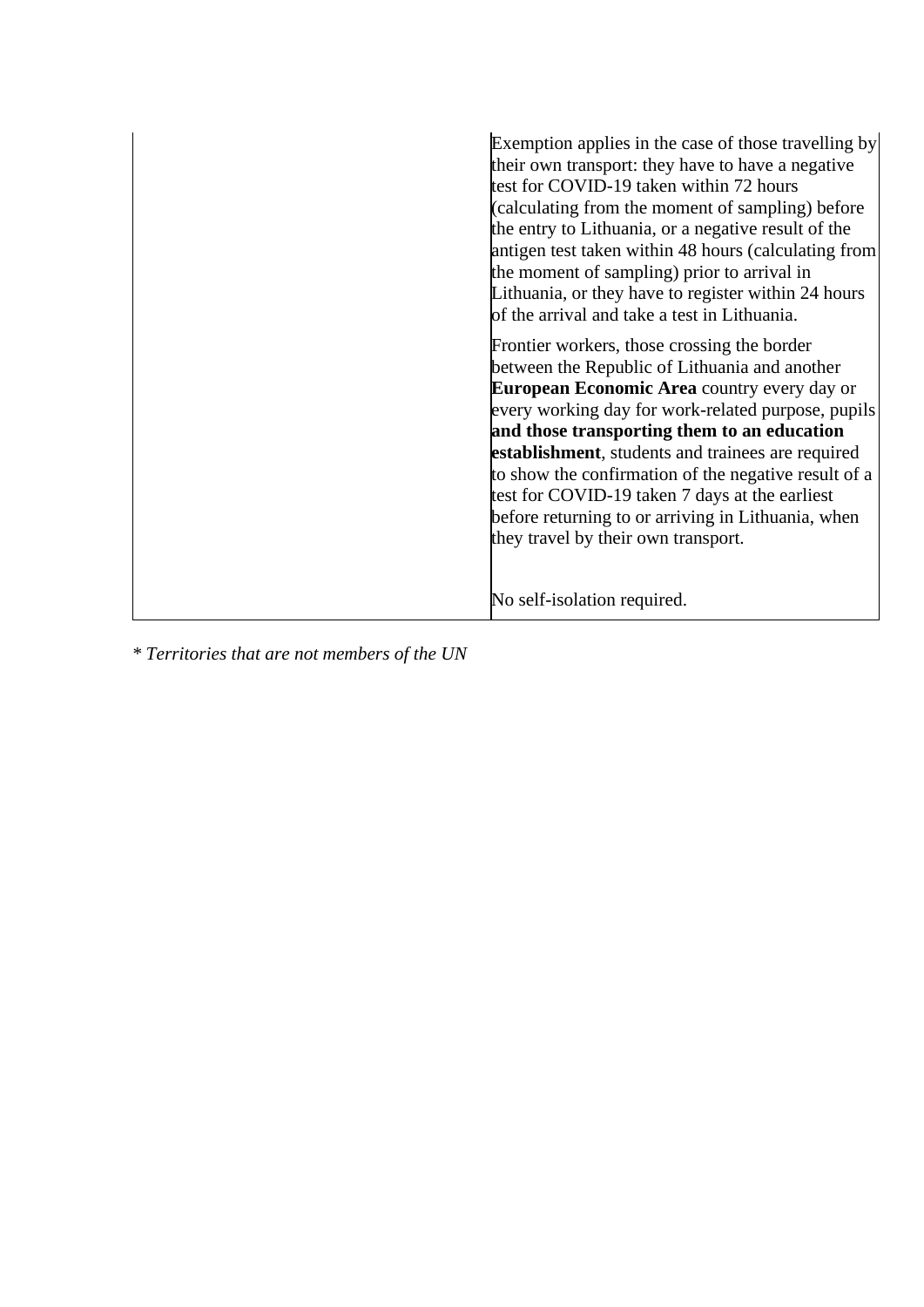| | |
|---|---|
| | Exemption applies in the case of those travelling by their own transport: they have to have a negative test for COVID-19 taken within 72 hours (calculating from the moment of sampling) before the entry to Lithuania, or a negative result of the antigen test taken within 48 hours (calculating from the moment of sampling) prior to arrival in Lithuania, or they have to register within 24 hours of the arrival and take a test in Lithuania.<br><br>Frontier workers, those crossing the border between the Republic of Lithuania and another **European Economic Area** country every day or every working day for work-related purpose, pupils **and those transporting them to an education establishment**, students and trainees are required to show the confirmation of the negative result of a test for COVID-19 taken 7 days at the earliest before returning to or arriving in Lithuania, when they travel by their own transport.<br><br>No self-isolation required. |

*\* Territories that are not members of the UN*